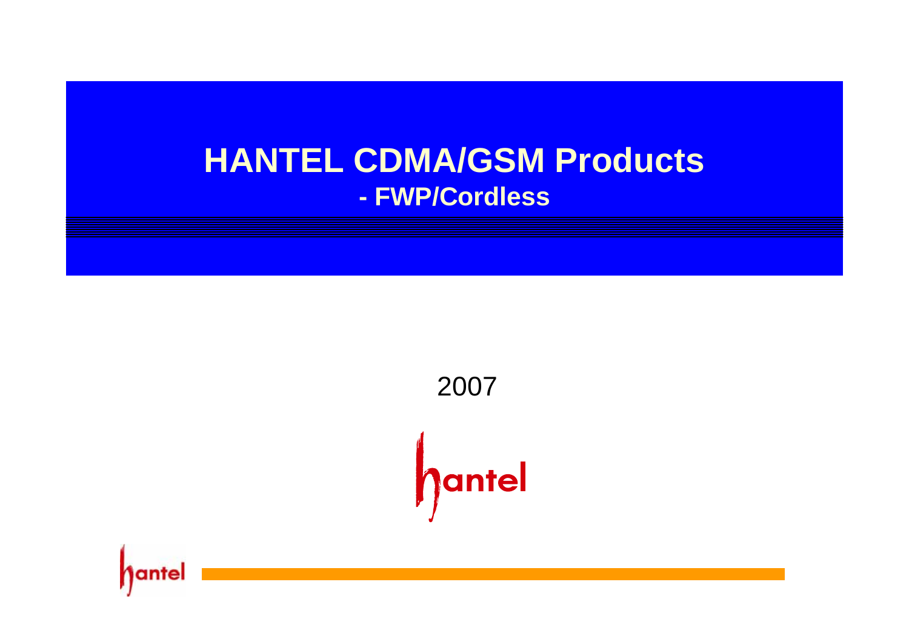# HANTEL CDMA/GSM Products

## - FWP/Cordless

2007

hantel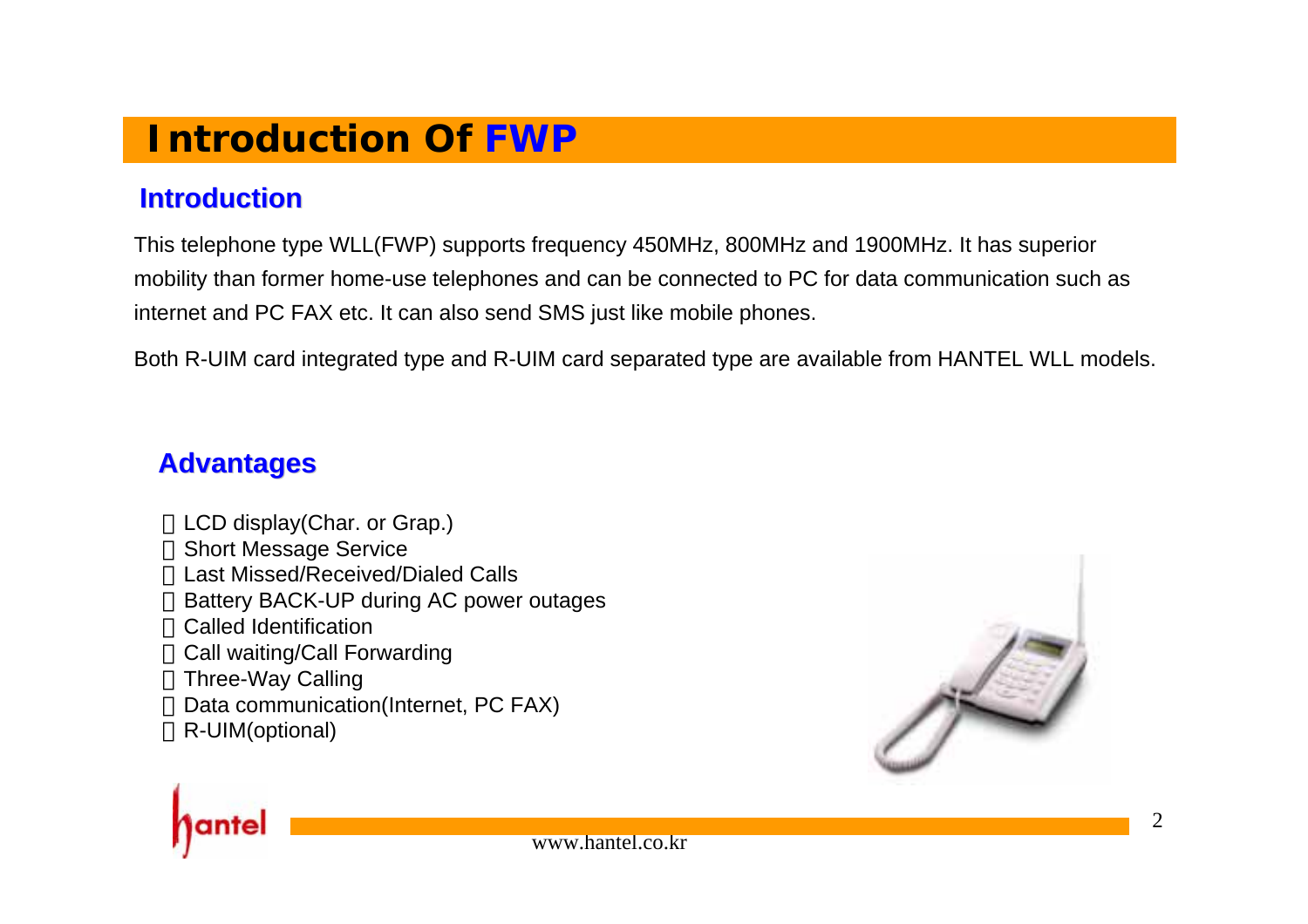# Introduction Of FWP

## Introduction

This telephone type WLL(FWP) supports frequency 450MHz, 800MHz and 1900MHz. It has superior mobility than former home-use telephones and can be connected to PC for data communication such as internet and PC FAX etc. It can also send SMS just like mobile phones.

Both R-UIM card integrated type and R-UIM card separated type are available from HANTEL WLL models.

## Advantages

- LCD display(Char. or Grap.)
- Short Message Service
- Last Missed/Received/Dialed Calls
- Battery BACK-UP during AC power outages
- Called Identification
- Call waiting/Call Forwarding
- Three-Way Calling
- Data communication(Internet, PC FAX)
- R-UIM(optional)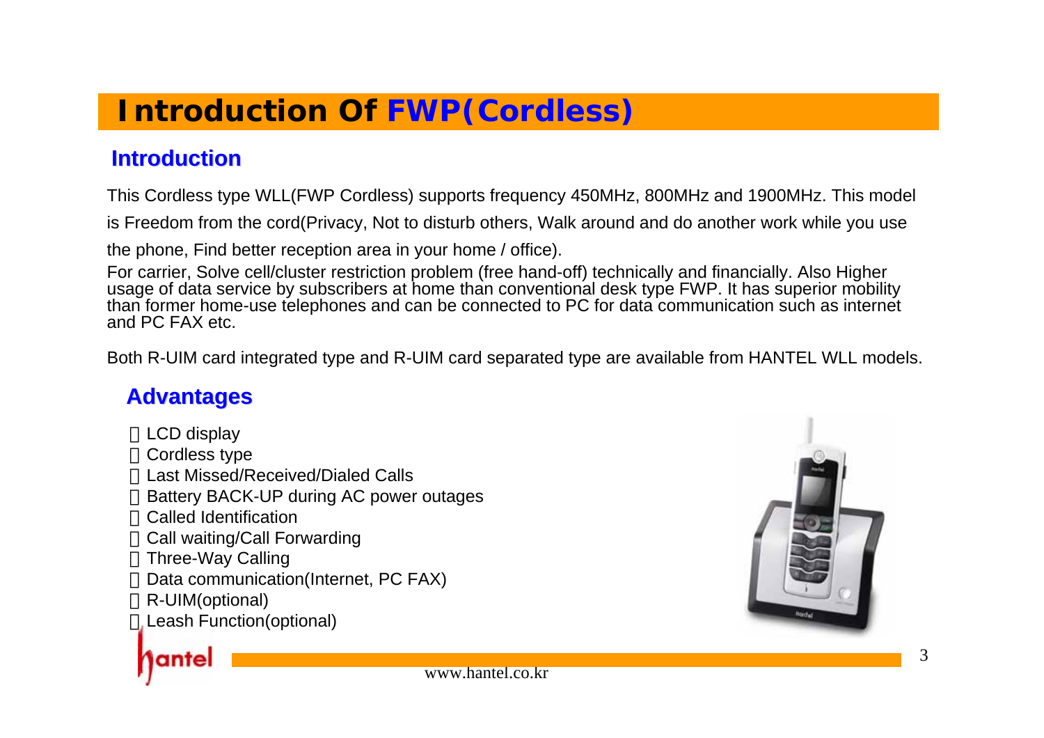# Introduction Of FWP(Cordless)

## Introduction

This Cordless type WLL(FWP Cordless) supports frequency 450MHz, 800MHz and 1900MHz. This model is Freedom from the cord(Privacy, Not to disturb others, Walk around and do another work while you use the phone, Find better reception area in your home / office).

For carrier, Solve cell/cluster restriction problem (free hand-off) technically and financially. Also Higher usage of data service by subscribers at home than conventional desk type FWP. It has superior mobility than former home-use telephones and can be connected to PC for data communication such as internet and PC FAX etc.

Both R-UIM card integrated type and R-UIM card separated type are available from HANTEL WLL models.

## Advantages

- LCD display
- Cordless type
- Last Missed/Received/Dialed Calls
- Battery BACK-UP during AC power outages
- Called Identification
- Call waiting/Call Forwarding
- Three-Way Calling
- Data communication(Internet, PC FAX)
- R-UIM(optional)
- Leash Function(optional)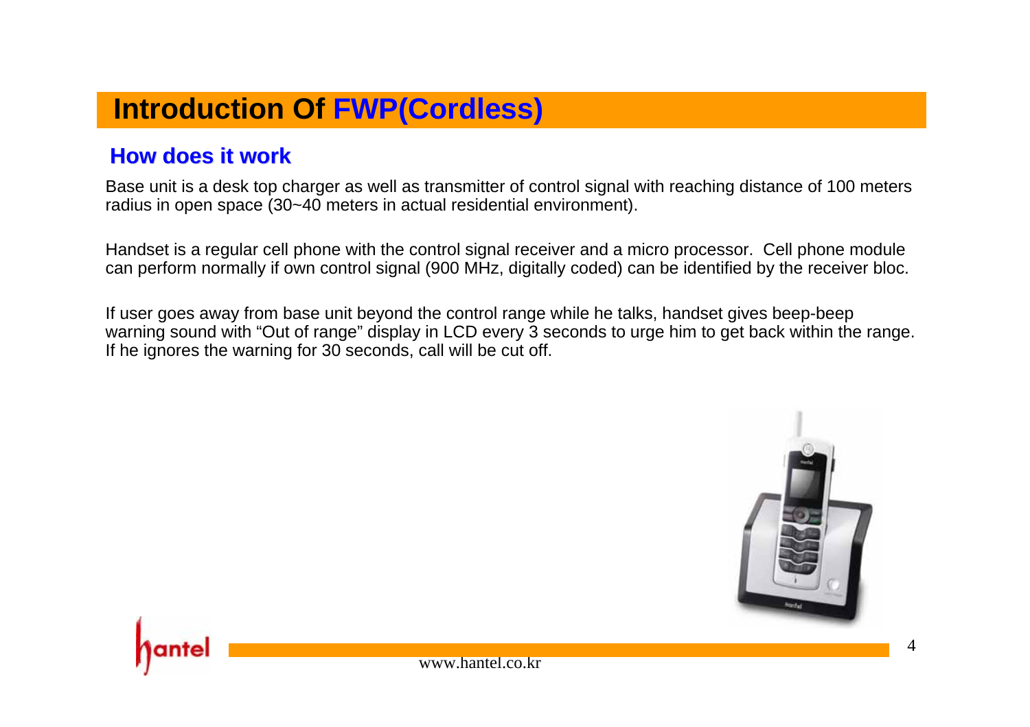# Introduction Of FWP(Cordless)

## How does it work

Base unit is a desk top charger as well as transmitter of control signal with reaching distance of 100 meters radius in open space (30~40 meters in actual residential environment).

Handset is a regular cell phone with the control signal receiver and a micro processor. Cell phone module can perform normally if own control signal (900 MHz, digitally coded) can be identified by the receiver bloc.

If user goes away from base unit beyond the control range while he talks, handset gives beep-beep warning sound with "Out of range" display in LCD every 3 seconds to urge him to get back within the range. If he ignores the warning for 30 seconds, call will be cut off.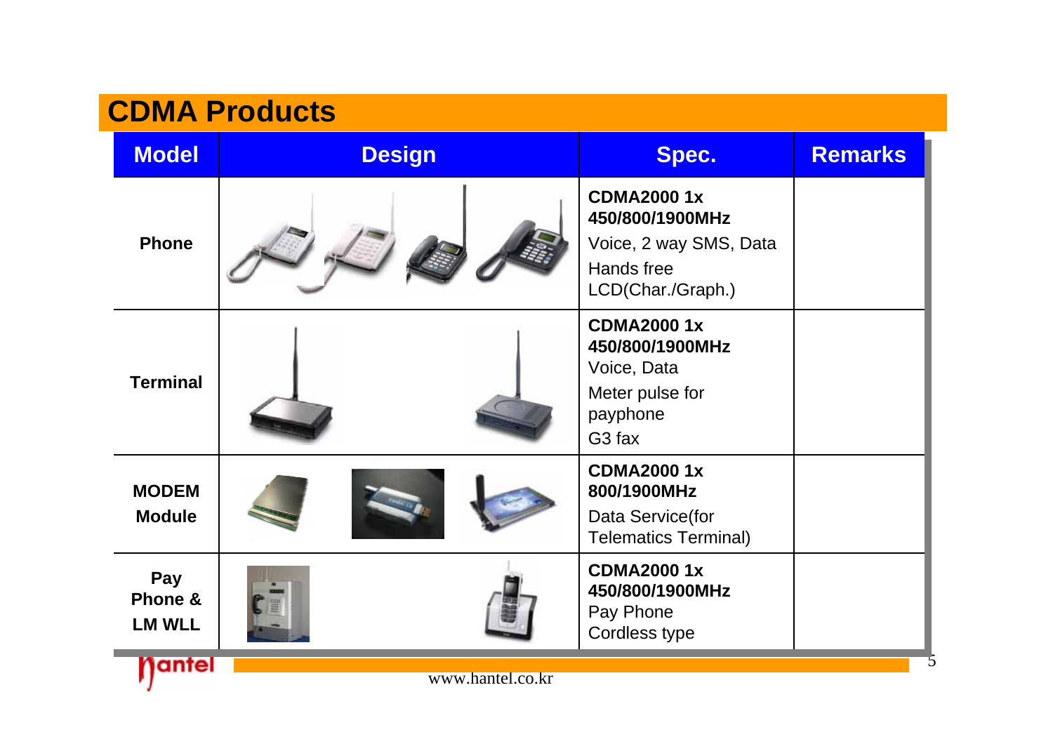## CDMA Products

| Model | Design | Spec. | Remarks |
|---|---|---|---|
| **Phone** | | **CDMA2000 1x 450/800/1900MHz**<br>Voice, 2 way SMS, Data<br>Hands free<br>LCD(Char./Graph.) | |
| **Terminal** | | **CDMA2000 1x 450/800/1900MHz**<br>Voice, Data<br>Meter pulse for payphone<br>G3 fax | |
| **MODEM Module** | | **CDMA2000 1x 800/1900MHz**<br>Data Service(for Telematics Terminal) | |
| **Pay Phone & LM WLL** | | **CDMA2000 1x 450/800/1900MHz**<br>Pay Phone<br>Cordless type | |

www.hantel.co.kr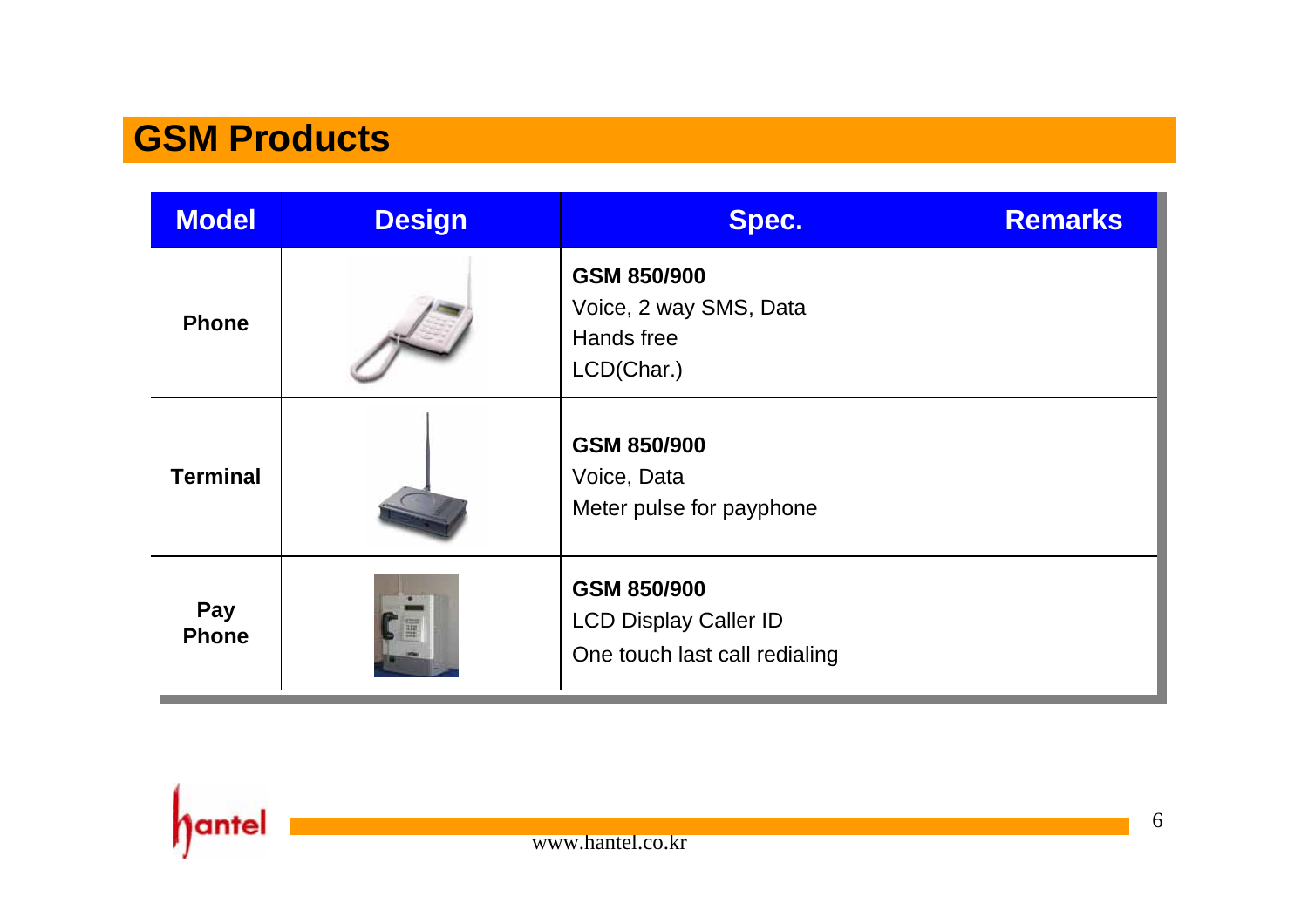# GSM Products

| Model | Design | Spec. | Remarks |
|---|---|---|---|
| **Phone** | | **GSM 850/900**<br>Voice, 2 way SMS, Data<br>Hands free<br>LCD(Char.) | |
| **Terminal** | | **GSM 850/900**<br>Voice, Data<br>Meter pulse for payphone | |
| **Pay Phone** | | **GSM 850/900**<br>LCD Display Caller ID<br>One touch last call redialing | |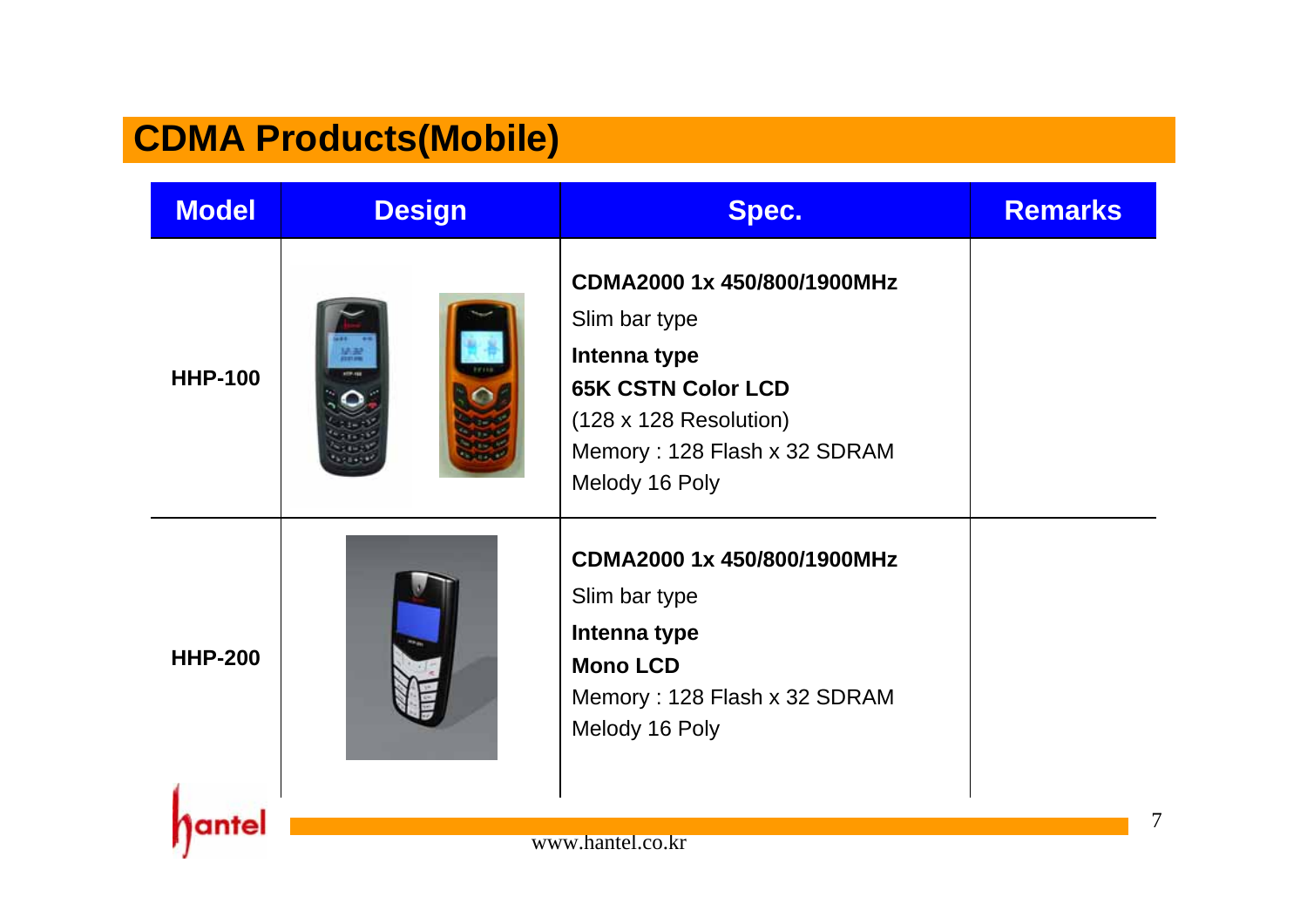# CDMA Products(Mobile)

| Model | Design | Spec. | Remarks |
| --- | --- | --- | --- |
| **HHP-100** | | **CDMA2000 1x 450/800/1900MHz**<br>Slim bar type<br>**Intenna type**<br>**65K CSTN Color LCD**<br>(128 x 128 Resolution)<br>Memory : 128 Flash x 32 SDRAM<br>Melody 16 Poly | |
| **HHP-200** | | **CDMA2000 1x 450/800/1900MHz**<br>Slim bar type<br>**Intenna type**<br>**Mono LCD**<br>Memory : 128 Flash x 32 SDRAM<br>Melody 16 Poly | |

www.hantel.co.kr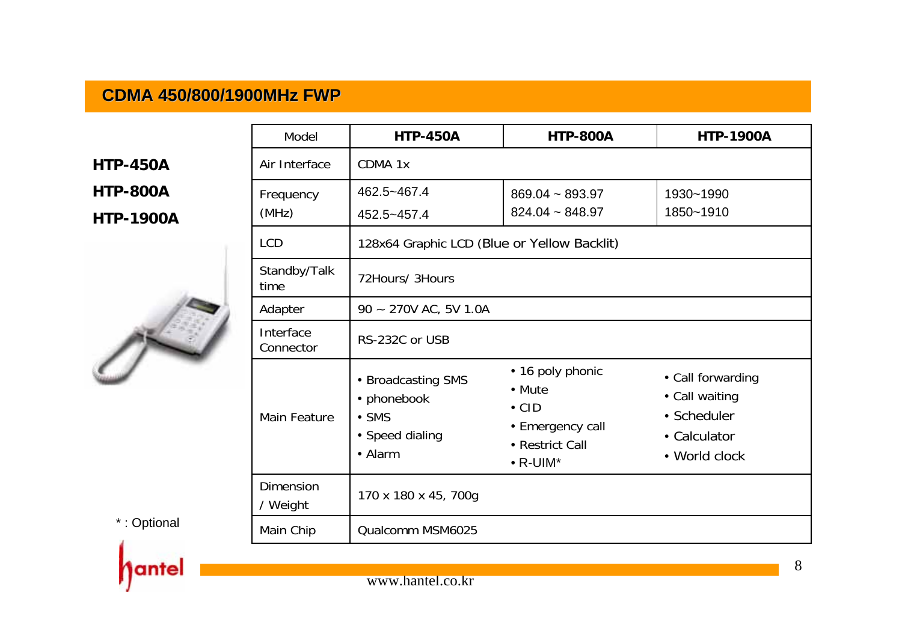# CDMA 450/800/1900MHz FWP

**HTP-450A**

**HTP-800A**

**HTP-1900A**

| Model | HTP-450A | HTP-800A | HTP-1900A |
|---|---|---|---|
| Air Interface | CDMA 1x | | |
| Frequency (MHz) | 462.5~467.4<br>452.5~457.4 | 869.04 ~ 893.97<br>824.04 ~ 848.97 | 1930~1990<br>1850~1910 |
| LCD | 128x64 Graphic LCD (Blue or Yellow Backlit) | | |
| Standby/Talk time | 72Hours/ 3Hours | | |
| Adapter | 90 ~ 270V AC, 5V 1.0A | | |
| Interface Connector | RS-232C or USB | | |
| Main Feature | • Broadcasting SMS<br>• phonebook<br>• SMS<br>• Speed dialing<br>• Alarm | • 16 poly phonic<br>• Mute<br>• CID<br>• Emergency call<br>• Restrict Call<br>• R-UIM* | • Call forwarding<br>• Call waiting<br>• Scheduler<br>• Calculator<br>• World clock |
| Dimension / Weight | 170 x 180 x 45, 700g | | |
| Main Chip | Qualcomm MSM6025 | | |

* : Optional

hantel

www.hantel.co.kr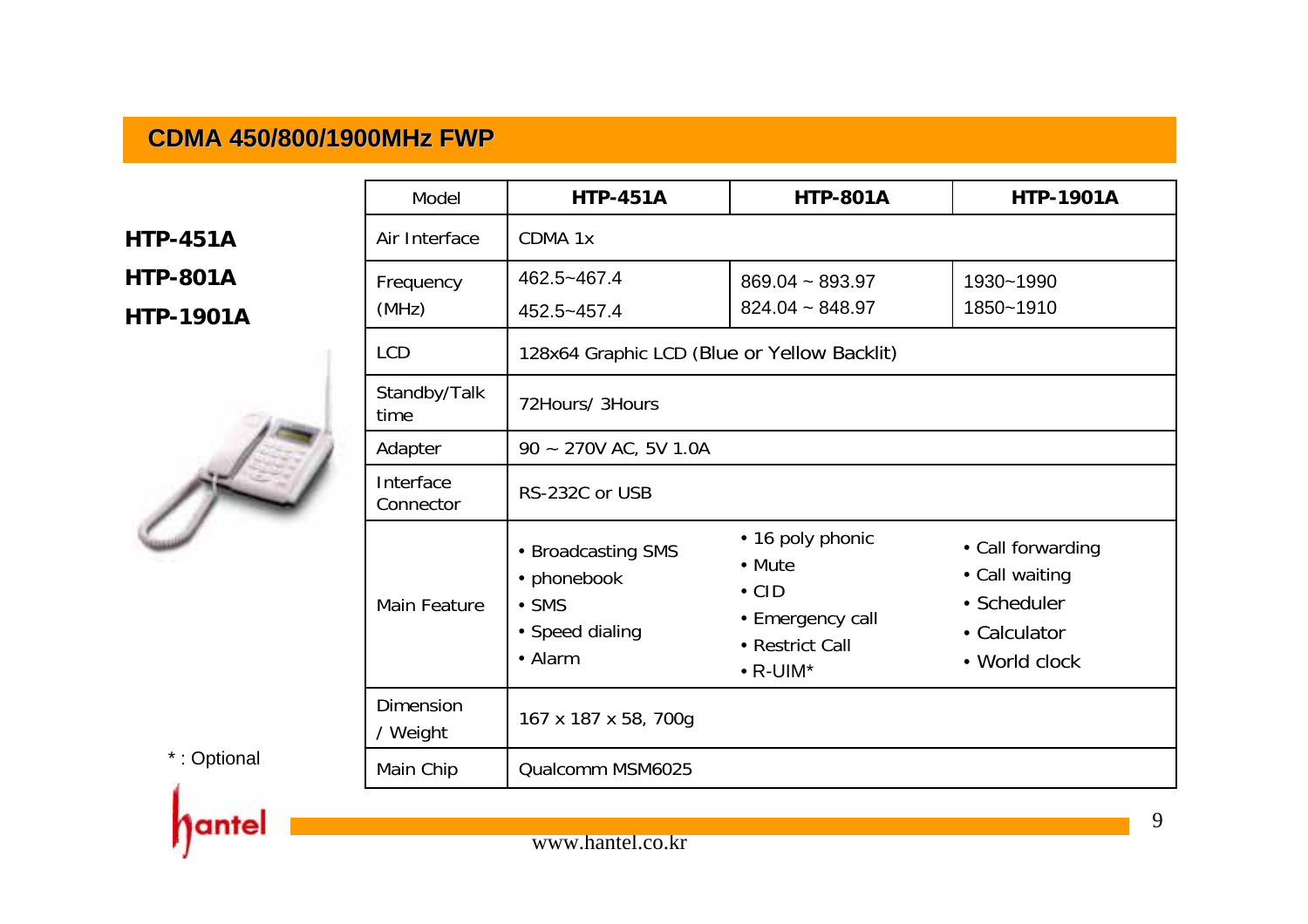# CDMA 450/800/1900MHz FWP

**HTP-451A**

**HTP-801A**

**HTP-1901A**

| Model | **HTP-451A** | **HTP-801A** | **HTP-1901A** |
|---|---|---|---|
| Air Interface | CDMA 1x | | |
| Frequency (MHz) | 462.5~467.4<br>452.5~457.4 | 869.04 ~ 893.97<br>824.04 ~ 848.97 | 1930~1990<br>1850~1910 |
| LCD | 128x64 Graphic LCD (Blue or Yellow Backlit) | | |
| Standby/Talk time | 72Hours/ 3Hours | | |
| Adapter | 90 ~ 270V AC, 5V 1.0A | | |
| Interface Connector | RS-232C or USB | | |
| Main Feature | • Broadcasting SMS<br>• phonebook<br>• SMS<br>• Speed dialing<br>• Alarm | • 16 poly phonic<br>• Mute<br>• CID<br>• Emergency call<br>• Restrict Call<br>• R-UIM* | • Call forwarding<br>• Call waiting<br>• Scheduler<br>• Calculator<br>• World clock |
| Dimension / Weight | 167 x 187 x 58, 700g | | |
| Main Chip | Qualcomm MSM6025 | | |

* : Optional

hantel

www.hantel.co.kr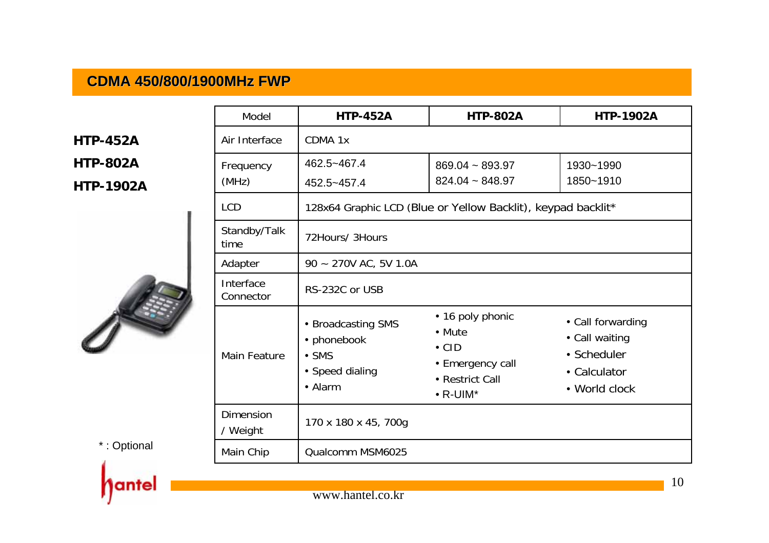## CDMA 450/800/1900MHz FWP

**HTP-452A**

**HTP-802A**

**HTP-1902A**

| Model | HTP-452A | HTP-802A | HTP-1902A |
|---|---|---|---|
| Air Interface | CDMA 1x | | |
| Frequency (MHz) | 462.5~467.4<br>452.5~457.4 | 869.04 ~ 893.97<br>824.04 ~ 848.97 | 1930~1990<br>1850~1910 |
| LCD | 128x64 Graphic LCD (Blue or Yellow Backlit), keypad backlit* | | |
| Standby/Talk time | 72Hours/ 3Hours | | |
| Adapter | 90 ~ 270V AC, 5V 1.0A | | |
| Interface Connector | RS-232C or USB | | |
| Main Feature | • Broadcasting SMS<br>• phonebook<br>• SMS<br>• Speed dialing<br>• Alarm | • 16 poly phonic<br>• Mute<br>• CID<br>• Emergency call<br>• Restrict Call<br>• R-UIM* | • Call forwarding<br>• Call waiting<br>• Scheduler<br>• Calculator<br>• World clock |
| Dimension / Weight | 170 x 180 x 45, 700g | | |
| Main Chip | Qualcomm MSM6025 | | |

* : Optional

hantel

www.hantel.co.kr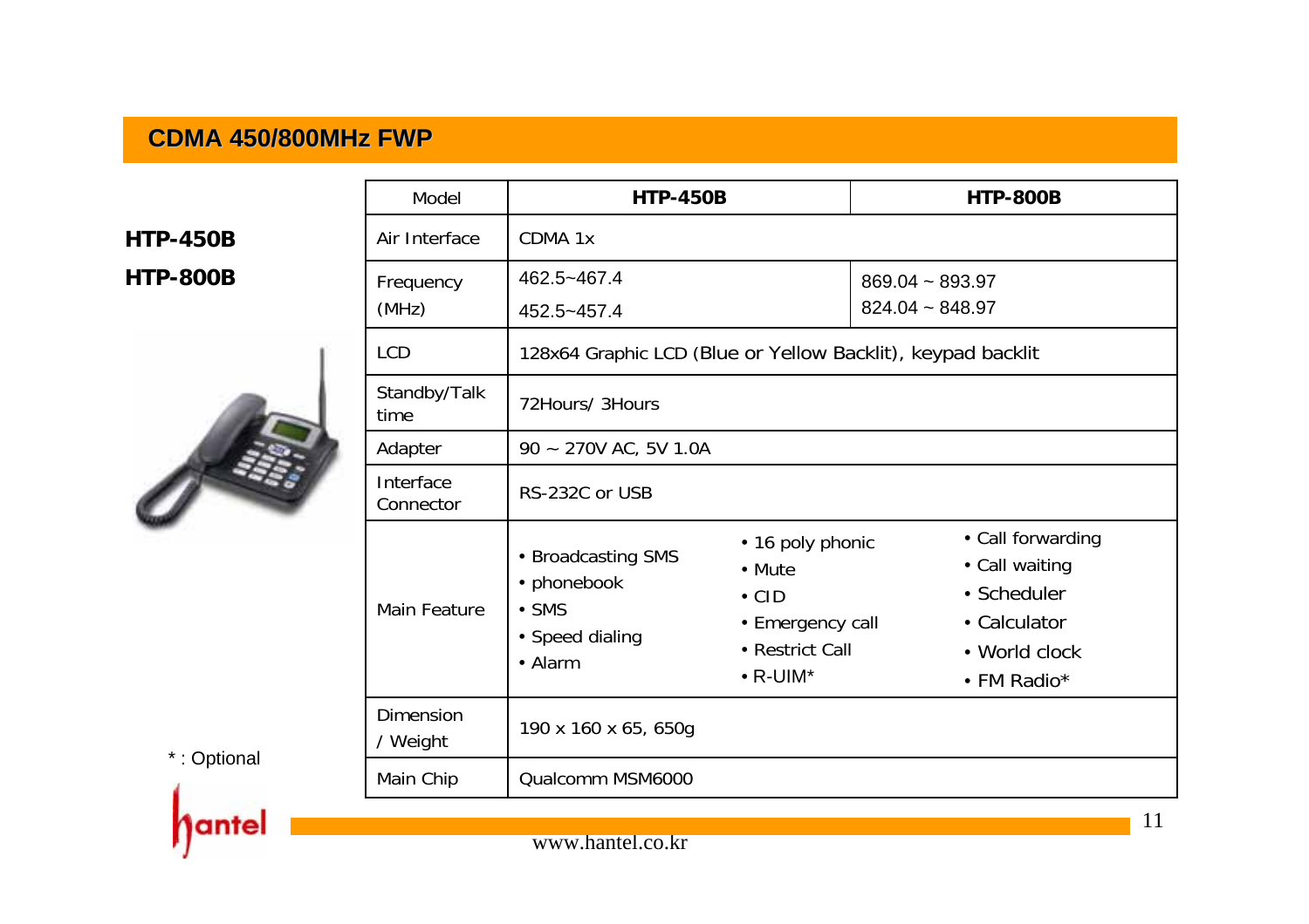# CDMA 450/800MHz FWP

**HTP-450B**

**HTP-800B**

| Model | **HTP-450B** | **HTP-800B** |
|---|---|---|
| Air Interface | CDMA 1x | |
| Frequency (MHz) | 462.5~467.4<br>452.5~457.4 | 869.04 ~ 893.97<br>824.04 ~ 848.97 |
| LCD | 128x64 Graphic LCD (Blue or Yellow Backlit), keypad backlit | |
| Standby/Talk time | 72Hours/ 3Hours | |
| Adapter | 90 ~ 270V AC, 5V 1.0A | |
| Interface Connector | RS-232C or USB | |
| Main Feature | • Broadcasting SMS<br>• phonebook<br>• SMS<br>• Speed dialing<br>• Alarm<br>• 16 poly phonic<br>• Mute<br>• CID<br>• Emergency call<br>• Restrict Call<br>• R-UIM* | • Call forwarding<br>• Call waiting<br>• Scheduler<br>• Calculator<br>• World clock<br>• FM Radio* |
| Dimension / Weight | 190 x 160 x 65, 650g | |
| Main Chip | Qualcomm MSM6000 | |

* : Optional

hantel

www.hantel.co.kr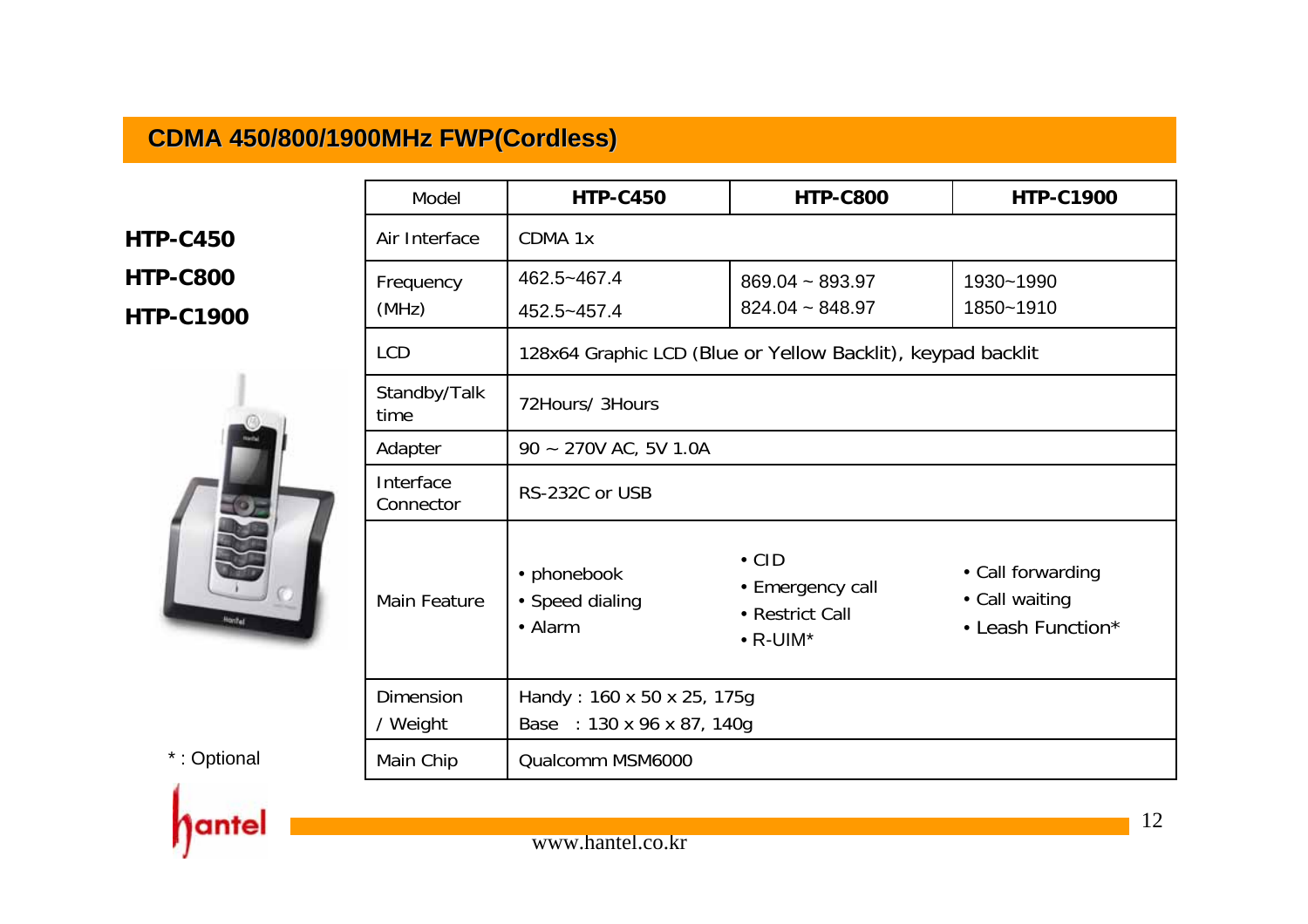# CDMA 450/800/1900MHz FWP(Cordless)

**HTP-C450**

**HTP-C800**

**HTP-C1900**

| Model | HTP-C450 | HTP-C800 | HTP-C1900 |
|---|---|---|---|
| Air Interface | CDMA 1x | | |
| Frequency (MHz) | 462.5~467.4<br>452.5~457.4 | 869.04 ~ 893.97<br>824.04 ~ 848.97 | 1930~1990<br>1850~1910 |
| LCD | 128x64 Graphic LCD (Blue or Yellow Backlit), keypad backlit | | |
| Standby/Talk time | 72Hours/ 3Hours | | |
| Adapter | 90 ~ 270V AC, 5V 1.0A | | |
| Interface Connector | RS-232C or USB | | |
| Main Feature | • phonebook<br>• Speed dialing<br>• Alarm | • CID<br>• Emergency call<br>• Restrict Call<br>• R-UIM* | • Call forwarding<br>• Call waiting<br>• Leash Function* |
| Dimension / Weight | Handy : 160 x 50 x 25, 175g<br>Base : 130 x 96 x 87, 140g | | |
| Main Chip | Qualcomm MSM6000 | | |

* : Optional

www.hantel.co.kr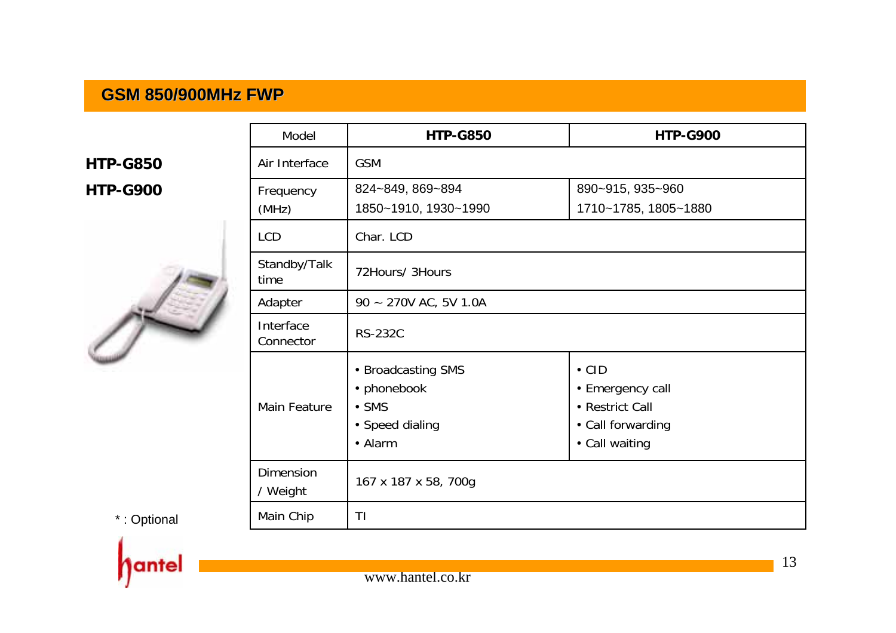# GSM 850/900MHz FWP

**HTP-G850**

**HTP-G900**

| Model | **HTP-G850** | **HTP-G900** |
|---|---|---|
| Air Interface | GSM | |
| Frequency (MHz) | 824~849, 869~894<br>1850~1910, 1930~1990 | 890~915, 935~960<br>1710~1785, 1805~1880 |
| LCD | Char. LCD | |
| Standby/Talk time | 72Hours/ 3Hours | |
| Adapter | 90 ~ 270V AC, 5V 1.0A | |
| Interface Connector | RS-232C | |
| Main Feature | • Broadcasting SMS<br>• phonebook<br>• SMS<br>• Speed dialing<br>• Alarm | • CID<br>• Emergency call<br>• Restrict Call<br>• Call forwarding<br>• Call waiting |
| Dimension / Weight | 167 x 187 x 58, 700g | |
| Main Chip | TI | |

* : Optional

hantel

www.hantel.co.kr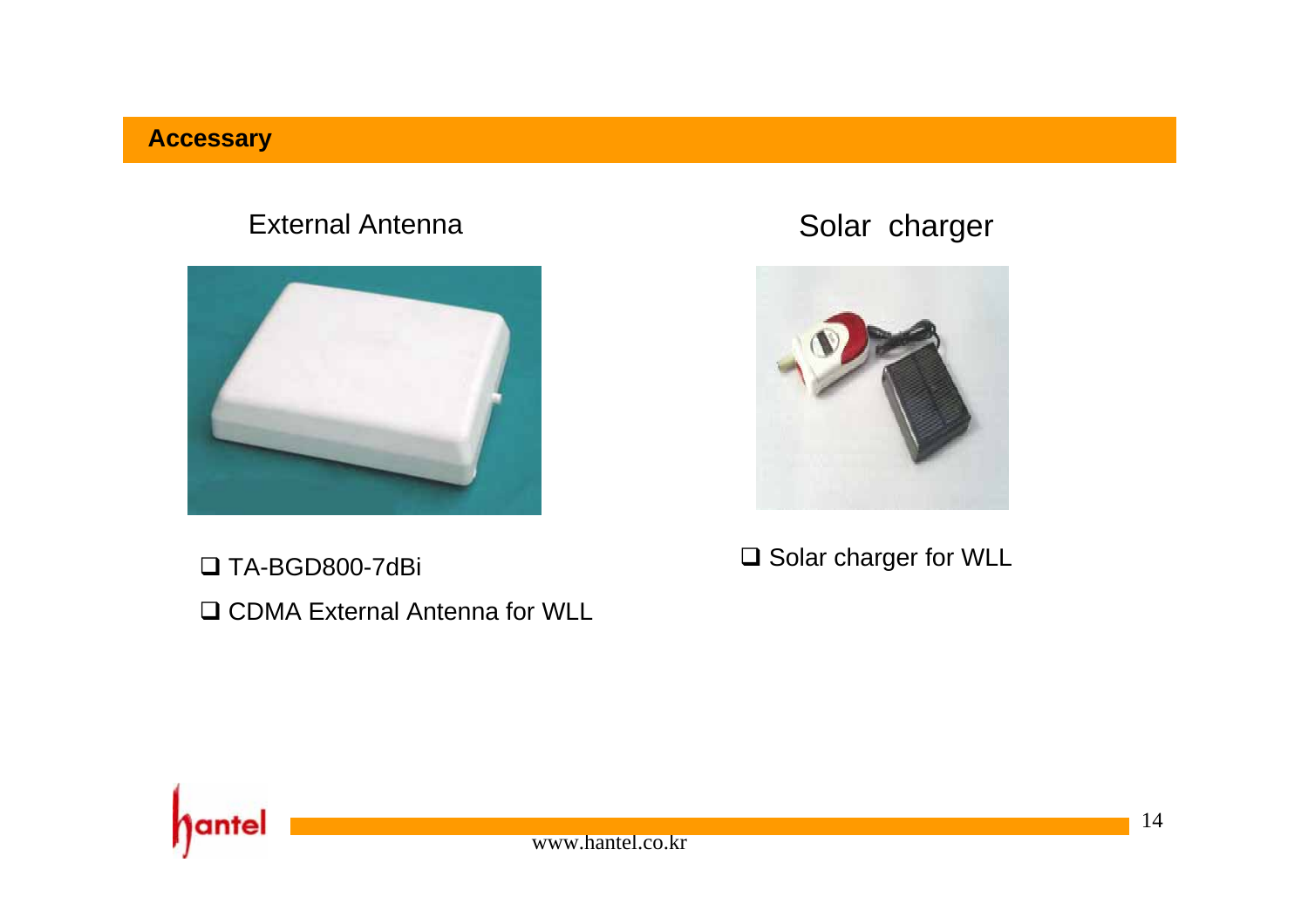## Accessary

### External Antenna

- TA-BGD800-7dBi
- CDMA External Antenna for WLL

### Solar charger

- Solar charger for WLL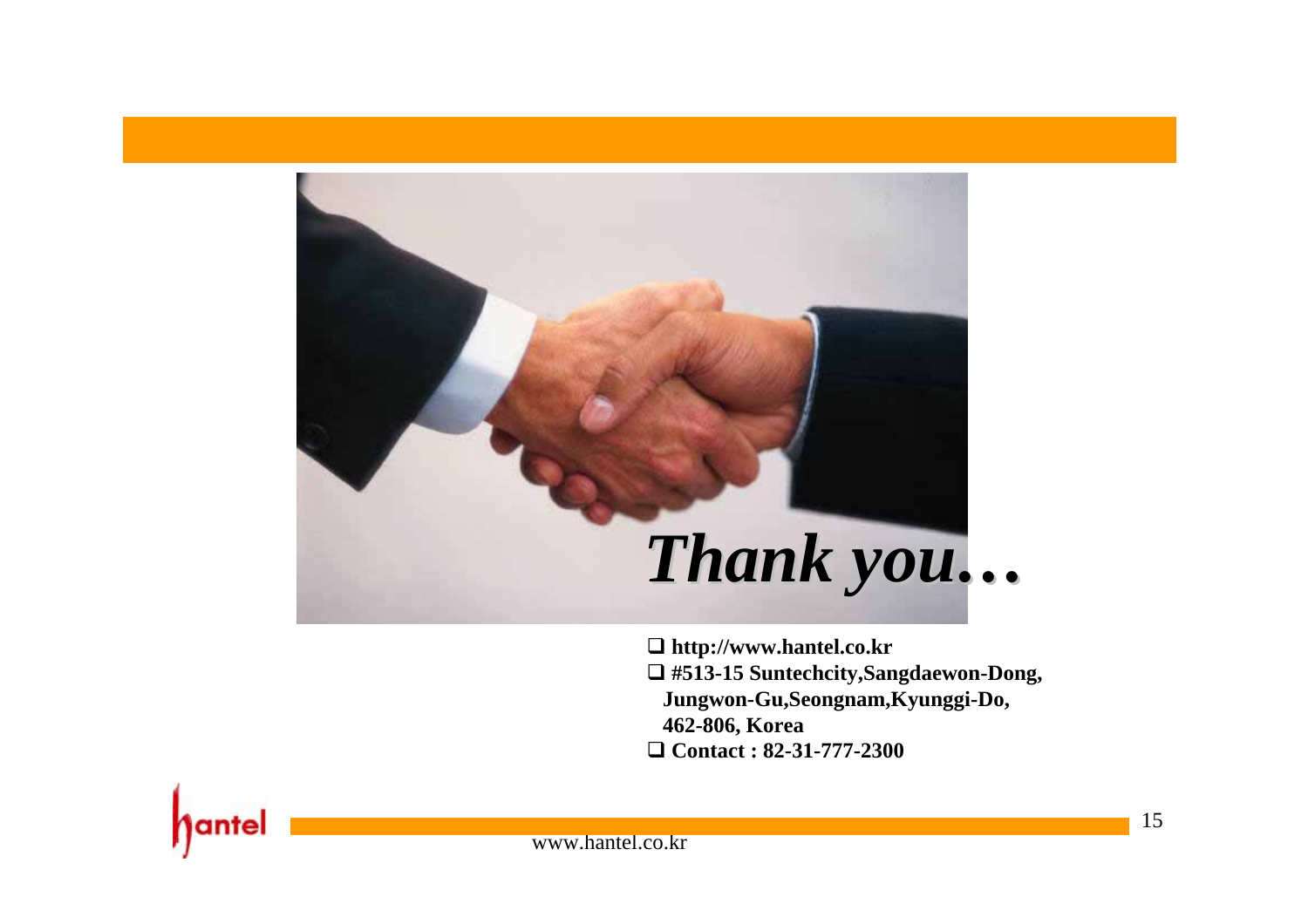# *Thank you…*

- http://www.hantel.co.kr
- #513-15 Suntechcity,Sangdaewon-Dong, Jungwon-Gu,Seongnam,Kyunggi-Do, 462-806, Korea
- Contact : 82-31-777-2300